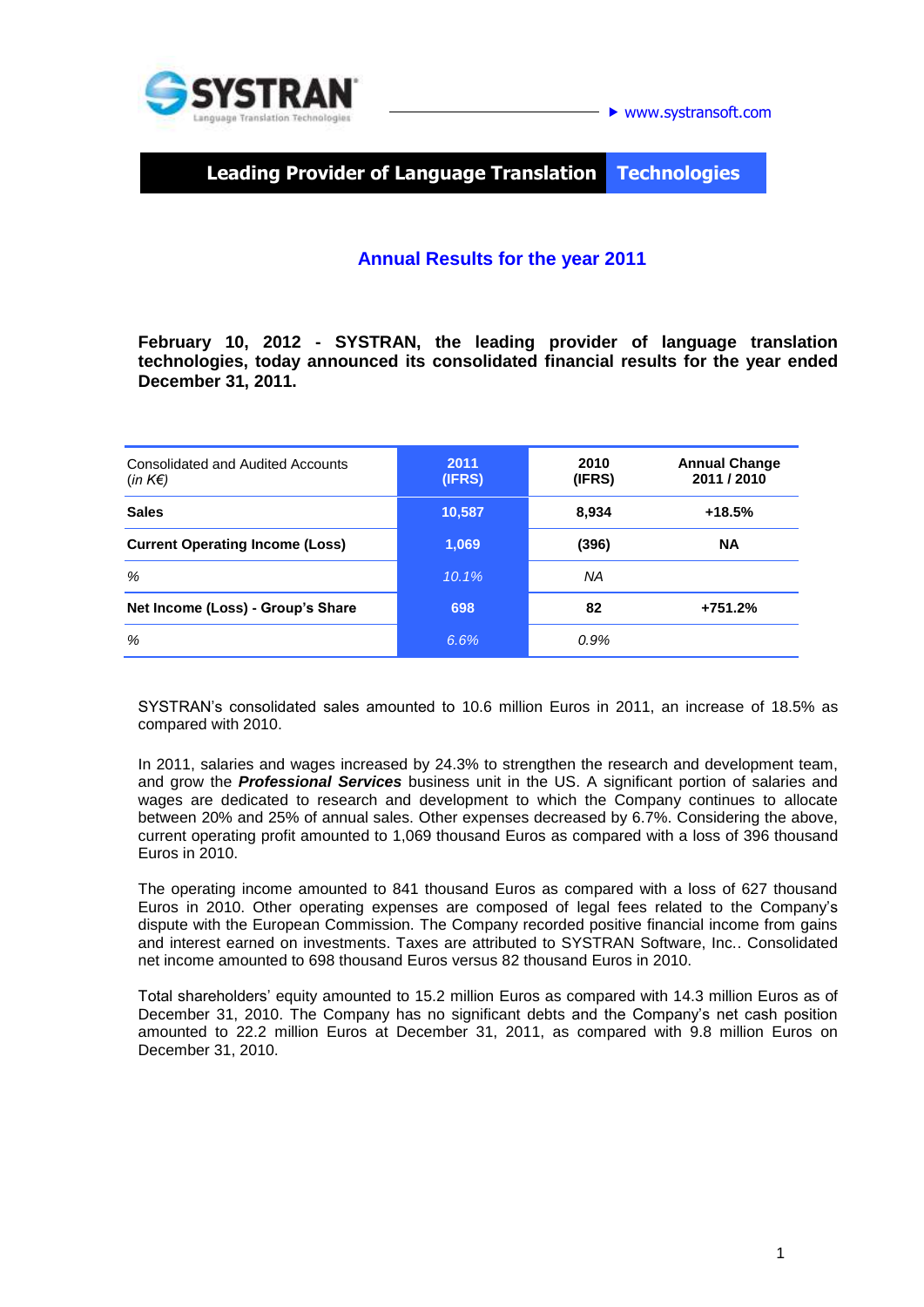SYSTRAN Language Translation Technologies

www.systransoft.com

**Leading Provider of Language Translation Technologies**

# Annual Results for the year 2011

**February 10, 2012 - SYSTRAN, the leading provider of language translation technologies, today announced its consolidated financial results for the year ended December 31, 2011.**

| Consolidated and Audited Accounts (*in K€*) | 2011 (IFRS) | 2010 (IFRS) | Annual Change 2011 / 2010 |
|---|---|---|---|
| **Sales** | **10,587** | **8,934** | **+18.5%** |
| **Current Operating Income (Loss)** | **1,069** | **(396)** | **NA** |
| *%* | *10.1%* | *NA* | |
| **Net Income (Loss) - Group's Share** | **698** | **82** | **+751.2%** |
| *%* | *6.6%* | *0.9%* | |

SYSTRAN's consolidated sales amounted to 10.6 million Euros in 2011, an increase of 18.5% as compared with 2010.

In 2011, salaries and wages increased by 24.3% to strengthen the research and development team, and grow the ***Professional Services*** business unit in the US. A significant portion of salaries and wages are dedicated to research and development to which the Company continues to allocate between 20% and 25% of annual sales. Other expenses decreased by 6.7%. Considering the above, current operating profit amounted to 1,069 thousand Euros as compared with a loss of 396 thousand Euros in 2010.

The operating income amounted to 841 thousand Euros as compared with a loss of 627 thousand Euros in 2010. Other operating expenses are composed of legal fees related to the Company's dispute with the European Commission. The Company recorded positive financial income from gains and interest earned on investments. Taxes are attributed to SYSTRAN Software, Inc.. Consolidated net income amounted to 698 thousand Euros versus 82 thousand Euros in 2010.

Total shareholders' equity amounted to 15.2 million Euros as compared with 14.3 million Euros as of December 31, 2010. The Company has no significant debts and the Company's net cash position amounted to 22.2 million Euros at December 31, 2011, as compared with 9.8 million Euros on December 31, 2010.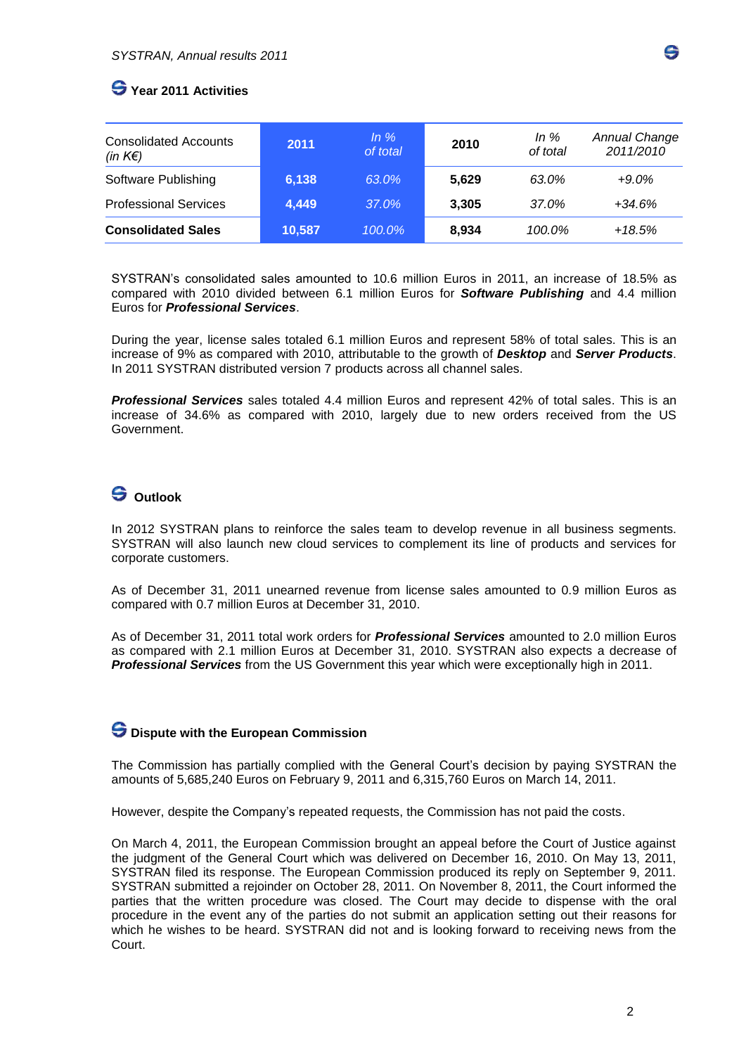## Year 2011 Activities

| Consolidated Accounts *(in K€)* | **2011** | *In % of total* | **2010** | *In % of total* | *Annual Change 2011/2010* |
|---|---|---|---|---|---|
| Software Publishing | **6,138** | *63.0%* | **5,629** | *63.0%* | *+9.0%* |
| Professional Services | **4,449** | *37.0%* | **3,305** | *37.0%* | *+34.6%* |
| **Consolidated Sales** | **10,587** | *100.0%* | **8,934** | *100.0%* | *+18.5%* |

SYSTRAN's consolidated sales amounted to 10.6 million Euros in 2011, an increase of 18.5% as compared with 2010 divided between 6.1 million Euros for ***Software Publishing*** and 4.4 million Euros for ***Professional Services***.

During the year, license sales totaled 6.1 million Euros and represent 58% of total sales. This is an increase of 9% as compared with 2010, attributable to the growth of ***Desktop*** and ***Server Products***. In 2011 SYSTRAN distributed version 7 products across all channel sales.

***Professional Services*** sales totaled 4.4 million Euros and represent 42% of total sales. This is an increase of 34.6% as compared with 2010, largely due to new orders received from the US Government.

## Outlook

In 2012 SYSTRAN plans to reinforce the sales team to develop revenue in all business segments. SYSTRAN will also launch new cloud services to complement its line of products and services for corporate customers.

As of December 31, 2011 unearned revenue from license sales amounted to 0.9 million Euros as compared with 0.7 million Euros at December 31, 2010.

As of December 31, 2011 total work orders for ***Professional Services*** amounted to 2.0 million Euros as compared with 2.1 million Euros at December 31, 2010. SYSTRAN also expects a decrease of ***Professional Services*** from the US Government this year which were exceptionally high in 2011.

## Dispute with the European Commission

The Commission has partially complied with the General Court's decision by paying SYSTRAN the amounts of 5,685,240 Euros on February 9, 2011 and 6,315,760 Euros on March 14, 2011.

However, despite the Company's repeated requests, the Commission has not paid the costs.

On March 4, 2011, the European Commission brought an appeal before the Court of Justice against the judgment of the General Court which was delivered on December 16, 2010. On May 13, 2011, SYSTRAN filed its response. The European Commission produced its reply on September 9, 2011. SYSTRAN submitted a rejoinder on October 28, 2011. On November 8, 2011, the Court informed the parties that the written procedure was closed. The Court may decide to dispense with the oral procedure in the event any of the parties do not submit an application setting out their reasons for which he wishes to be heard. SYSTRAN did not and is looking forward to receiving news from the Court.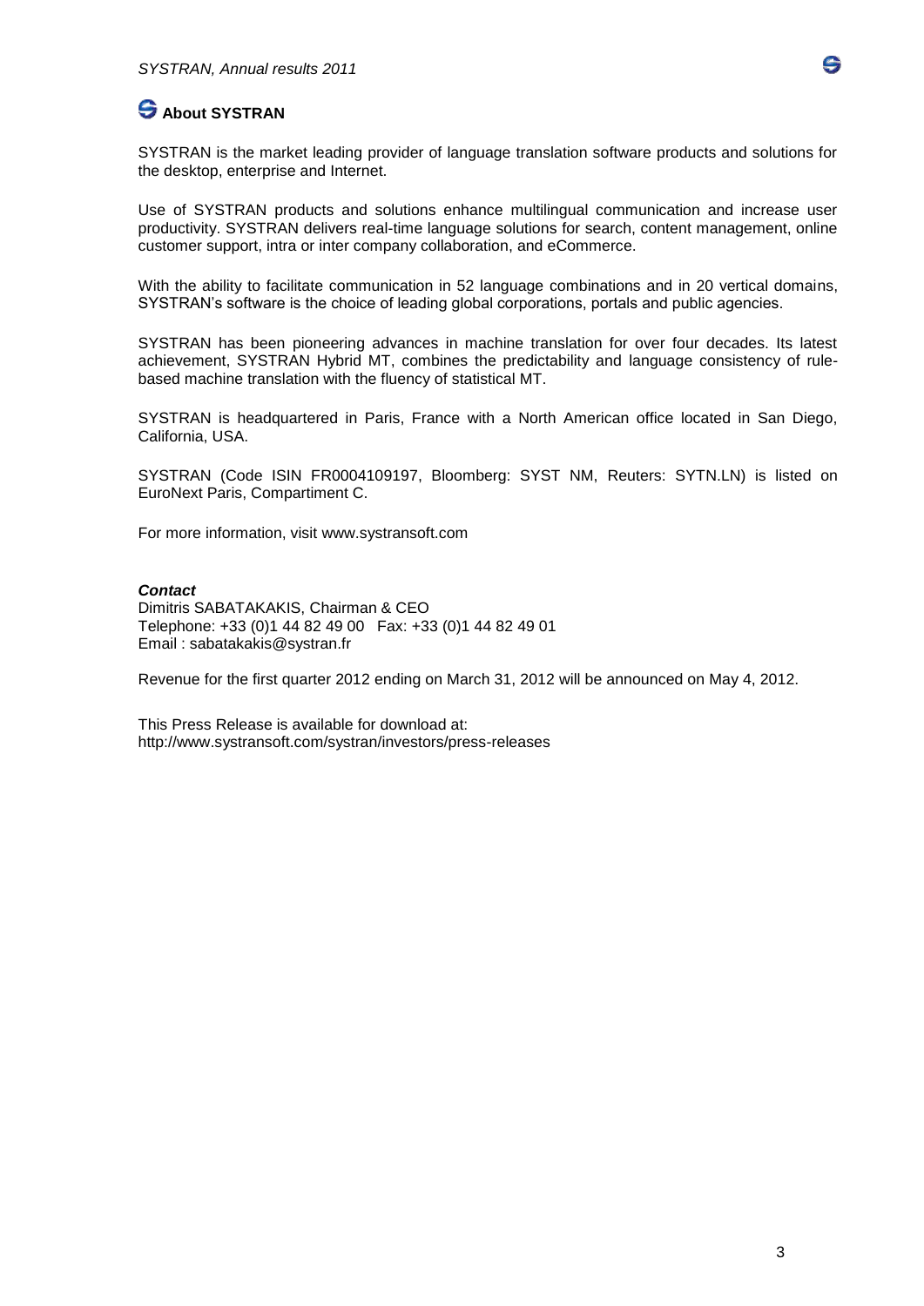## About SYSTRAN

SYSTRAN is the market leading provider of language translation software products and solutions for the desktop, enterprise and Internet.

Use of SYSTRAN products and solutions enhance multilingual communication and increase user productivity. SYSTRAN delivers real-time language solutions for search, content management, online customer support, intra or inter company collaboration, and eCommerce.

With the ability to facilitate communication in 52 language combinations and in 20 vertical domains, SYSTRAN's software is the choice of leading global corporations, portals and public agencies.

SYSTRAN has been pioneering advances in machine translation for over four decades. Its latest achievement, SYSTRAN Hybrid MT, combines the predictability and language consistency of rule-based machine translation with the fluency of statistical MT.

SYSTRAN is headquartered in Paris, France with a North American office located in San Diego, California, USA.

SYSTRAN (Code ISIN FR0004109197, Bloomberg: SYST NM, Reuters: SYTN.LN) is listed on EuroNext Paris, Compartiment C.

For more information, visit www.systransoft.com

***Contact***
Dimitris SABATAKAKIS, Chairman & CEO
Telephone: +33 (0)1 44 82 49 00 Fax: +33 (0)1 44 82 49 01
Email : sabatakakis@systran.fr

Revenue for the first quarter 2012 ending on March 31, 2012 will be announced on May 4, 2012.

This Press Release is available for download at:
http://www.systransoft.com/systran/investors/press-releases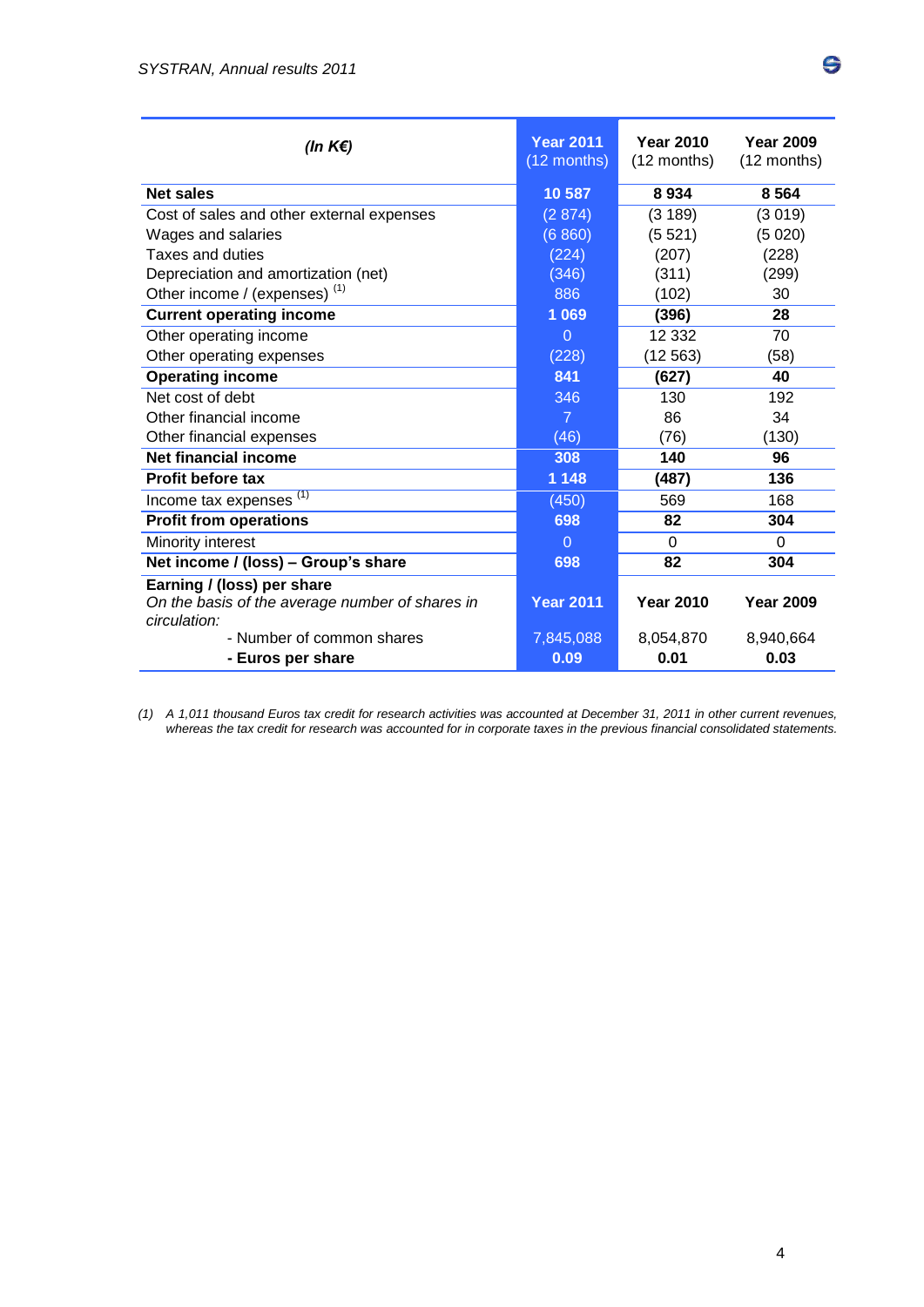| *(In K€)* | **Year 2011** (12 months) | **Year 2010** (12 months) | **Year 2009** (12 months) |
|---|---|---|---|
| **Net sales** | **10 587** | **8 934** | **8 564** |
| Cost of sales and other external expenses | (2 874) | (3 189) | (3 019) |
| Wages and salaries | (6 860) | (5 521) | (5 020) |
| Taxes and duties | (224) | (207) | (228) |
| Depreciation and amortization (net) | (346) | (311) | (299) |
| Other income / (expenses) [(1)] | 886 | (102) | 30 |
| **Current operating income** | **1 069** | **(396)** | **28** |
| Other operating income | 0 | 12 332 | 70 |
| Other operating expenses | (228) | (12 563) | (58) |
| **Operating income** | **841** | **(627)** | **40** |
| Net cost of debt | 346 | 130 | 192 |
| Other financial income | 7 | 86 | 34 |
| Other financial expenses | (46) | (76) | (130) |
| **Net financial income** | **308** | **140** | **96** |
| **Profit before tax** | **1 148** | **(487)** | **136** |
| Income tax expenses [(1)] | (450) | 569 | 168 |
| **Profit from operations** | **698** | **82** | **304** |
| Minority interest | 0 | 0 | 0 |
| **Net income / (loss) – Group's share** | **698** | **82** | **304** |
| **Earning / (loss) per share** *On the basis of the average number of shares in circulation:* | **Year 2011** | **Year 2010** | **Year 2009** |
| - Number of common shares | 7,845,088 | 8,054,870 | 8,940,664 |
| **- Euros per share** | **0.09** | **0.01** | **0.03** |

*(1) A 1,011 thousand Euros tax credit for research activities was accounted at December 31, 2011 in other current revenues, whereas the tax credit for research was accounted for in corporate taxes in the previous financial consolidated statements.*